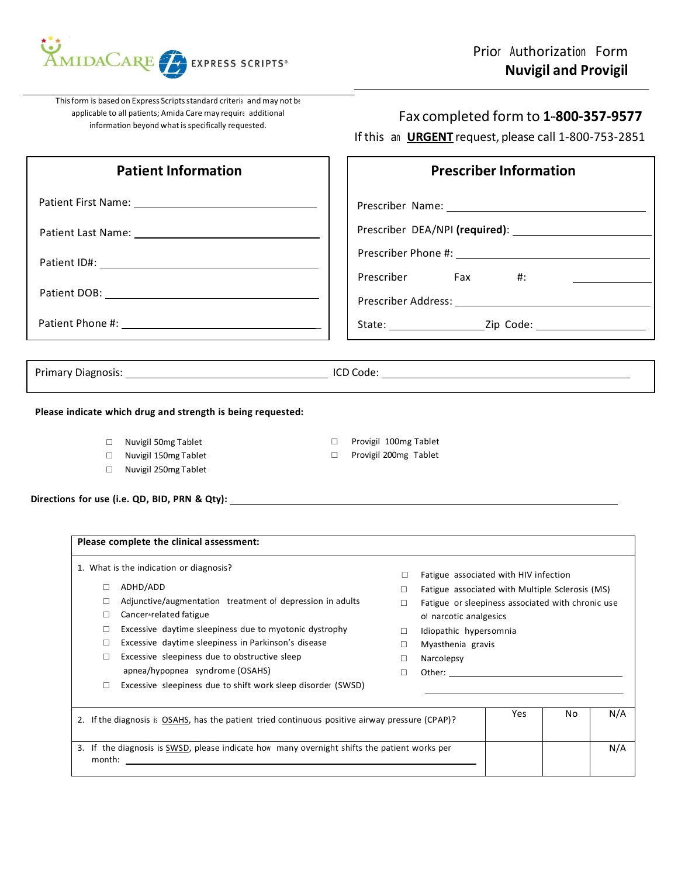AmidaCare EXPRESS SCRIPTS®

# Prior Authorization Form
## Nuvigil and Provigil

This form is based on Express Scripts standard criteria and may not be applicable to all patients; Amida Care may require additional information beyond what is specifically requested.

Fax completed form to **1-800-357-9577**

If this an **URGENT** request, please call 1-800-753-2851

| Patient Information | Prescriber Information |
|---|---|
| Patient First Name: ______________________ | Prescriber Name: ______________________ |
| Patient Last Name: ______________________ | Prescriber DEA/NPI **(required)**: ______________________ |
| Patient ID#: ______________________ | Prescriber Phone #: ______________________ |
| Patient DOB: ______________________ | Prescriber Fax #: ______________________ |
| Patient Phone #: ______________________ | Prescriber Address: ______________________ |
| | State: ____________ Zip Code: ____________ |

Primary Diagnosis: ______________________ ICD Code: ______________________

**Please indicate which drug and strength is being requested:**

- ☐ Nuvigil 50mg Tablet
- ☐ Nuvigil 150mg Tablet
- ☐ Nuvigil 250mg Tablet
- ☐ Provigil 100mg Tablet
- ☐ Provigil 200mg Tablet

**Directions for use (i.e. QD, BID, PRN & Qty):** ______________________

**Please complete the clinical assessment:**

1. What is the indication or diagnosis?
   - ☐ ADHD/ADD
   - ☐ Adjunctive/augmentation treatment of depression in adults
   - ☐ Cancer-related fatigue
   - ☐ Excessive daytime sleepiness due to myotonic dystrophy
   - ☐ Excessive daytime sleepiness in Parkinson's disease
   - ☐ Excessive sleepiness due to obstructive sleep apnea/hypopnea syndrome (OSAHS)
   - ☐ Excessive sleepiness due to shift work sleep disorder (SWSD)
   - ☐ Fatigue associated with HIV infection
   - ☐ Fatigue associated with Multiple Sclerosis (MS)
   - ☐ Fatigue or sleepiness associated with chronic use of narcotic analgesics
   - ☐ Idiopathic hypersomnia
   - ☐ Myasthenia gravis
   - ☐ Narcolepsy
   - ☐ Other: ______________________

| Question | Yes | No | N/A |
|---|---|---|---|
| 2. If the diagnosis is OSAHS, has the patient tried continuous positive airway pressure (CPAP)? | | | |
| 3. If the diagnosis is SWSD, please indicate how many overnight shifts the patient works per month: ______________________ | | | N/A |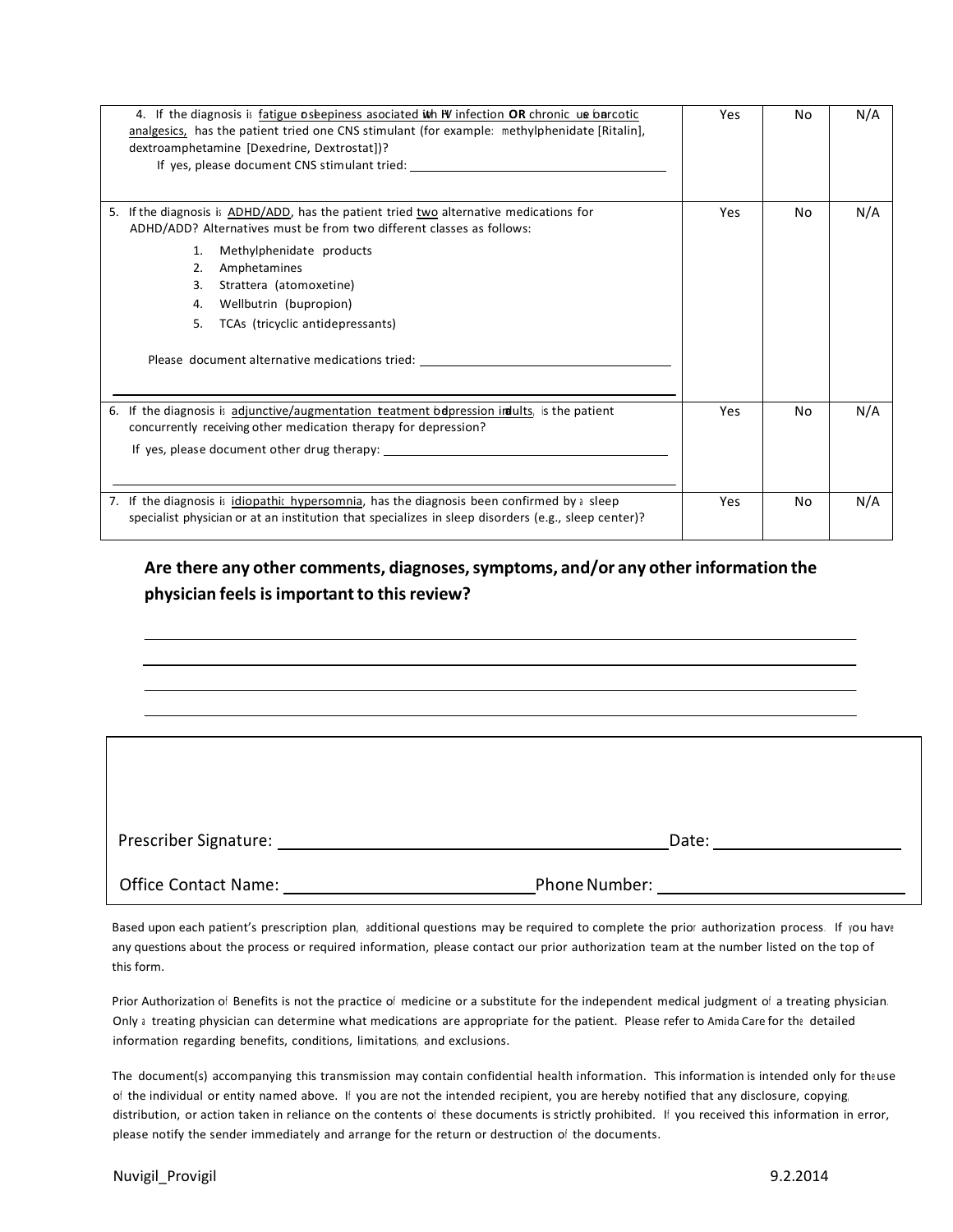| | | | |
|---|---|---|---|
| 4. If the diagnosis is fatigue or sleepiness associated with HIV infection **OR** chronic use of narcotic analgesics, has the patient tried one CNS stimulant (for example: methylphenidate [Ritalin], dextroamphetamine [Dexedrine, Dextrostat])?<br>If yes, please document CNS stimulant tried: ______________________ | Yes | No | N/A |
| 5. If the diagnosis is ADHD/ADD, has the patient tried two alternative medications for ADHD/ADD? Alternatives must be from two different classes as follows:<br>1. Methylphenidate products<br>2. Amphetamines<br>3. Strattera (atomoxetine)<br>4. Wellbutrin (bupropion)<br>5. TCAs (tricyclic antidepressants)<br>Please document alternative medications tried: ______________________ | Yes | No | N/A |
| 6. If the diagnosis is adjunctive/augmentation treatment of depression in adults, is the patient concurrently receiving other medication therapy for depression?<br>If yes, please document other drug therapy: ______________________ | Yes | No | N/A |
| 7. If the diagnosis is idiopathic hypersomnia, has the diagnosis been confirmed by a sleep specialist physician or at an institution that specializes in sleep disorders (e.g., sleep center)? | Yes | No | N/A |

**Are there any other comments, diagnoses, symptoms, and/or any other information the physician feels is important to this review?**

______________________________________________

______________________________________________

______________________________________________

______________________________________________

Prescriber Signature: ______________________ Date: ______________

Office Contact Name: ______________________ Phone Number: ______________

Based upon each patient's prescription plan, additional questions may be required to complete the prior authorization process. If you have any questions about the process or required information, please contact our prior authorization team at the number listed on the top of this form.

Prior Authorization of Benefits is not the practice of medicine or a substitute for the independent medical judgment of a treating physician. Only a treating physician can determine what medications are appropriate for the patient. Please refer to Amida Care for the detailed information regarding benefits, conditions, limitations, and exclusions.

The document(s) accompanying this transmission may contain confidential health information. This information is intended only for the use of the individual or entity named above. If you are not the intended recipient, you are hereby notified that any disclosure, copying, distribution, or action taken in reliance on the contents of these documents is strictly prohibited. If you received this information in error, please notify the sender immediately and arrange for the return or destruction of the documents.

Nuvigil_Provigil 9.2.2014